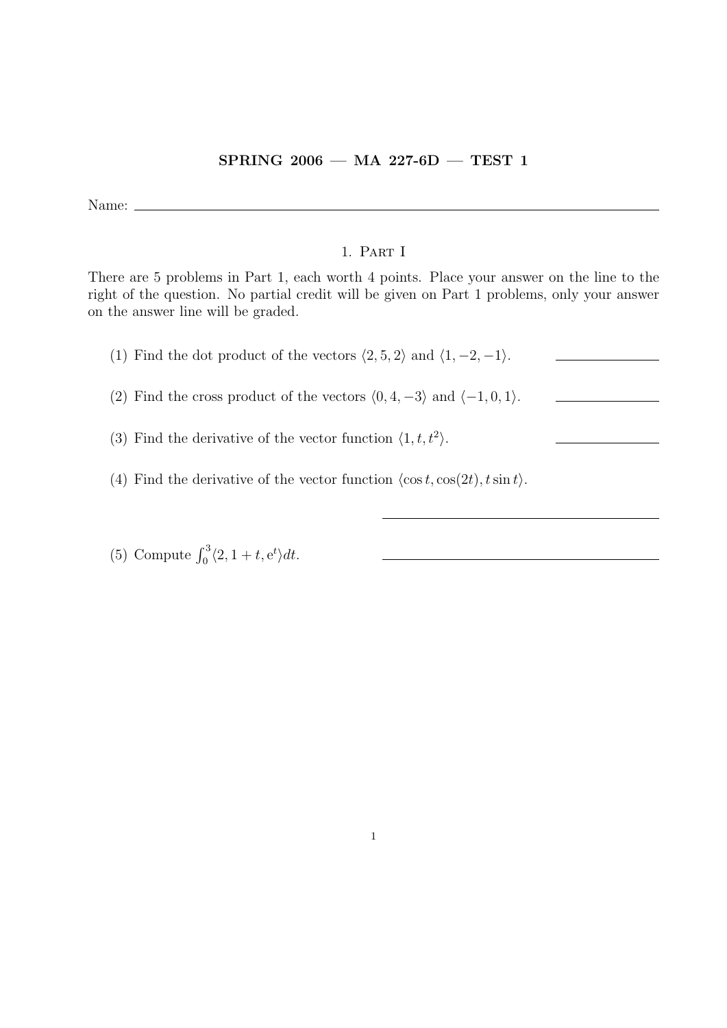**SPRING 2006 — MA 227-6D — TEST 1**

Name: \_\_\_\_\_\_\_\_\_\_\_\_\_\_\_\_\_\_\_\_\_\_\_\_\_\_\_\_\_\_\_\_\_\_\_\_\_\_\_\_

## 1. Part I

There are 5 problems in Part 1, each worth 4 points. Place your answer on the line to the right of the question. No partial credit will be given on Part 1 problems, only your answer on the answer line will be graded.

(1) Find the dot product of the vectors $\langle 2, 5, 2\rangle$ and $\langle 1, -2, -1\rangle$. \_\_\_\_\_\_\_\_\_\_\_\_

(2) Find the cross product of the vectors $\langle 0, 4, -3\rangle$ and $\langle -1, 0, 1\rangle$. \_\_\_\_\_\_\_\_\_\_\_\_

(3) Find the derivative of the vector function $\langle 1, t, t^2\rangle$. \_\_\_\_\_\_\_\_\_\_\_\_

(4) Find the derivative of the vector function $\langle \cos t, \cos(2t), t\sin t\rangle$.

\_\_\_\_\_\_\_\_\_\_\_\_\_\_\_\_\_\_\_\_\_\_\_\_\_\_\_\_

(5) Compute $\int_0^3 \langle 2, 1+t, \mathrm{e}^t\rangle dt$. \_\_\_\_\_\_\_\_\_\_\_\_\_\_\_\_\_\_\_\_\_\_\_\_\_\_\_\_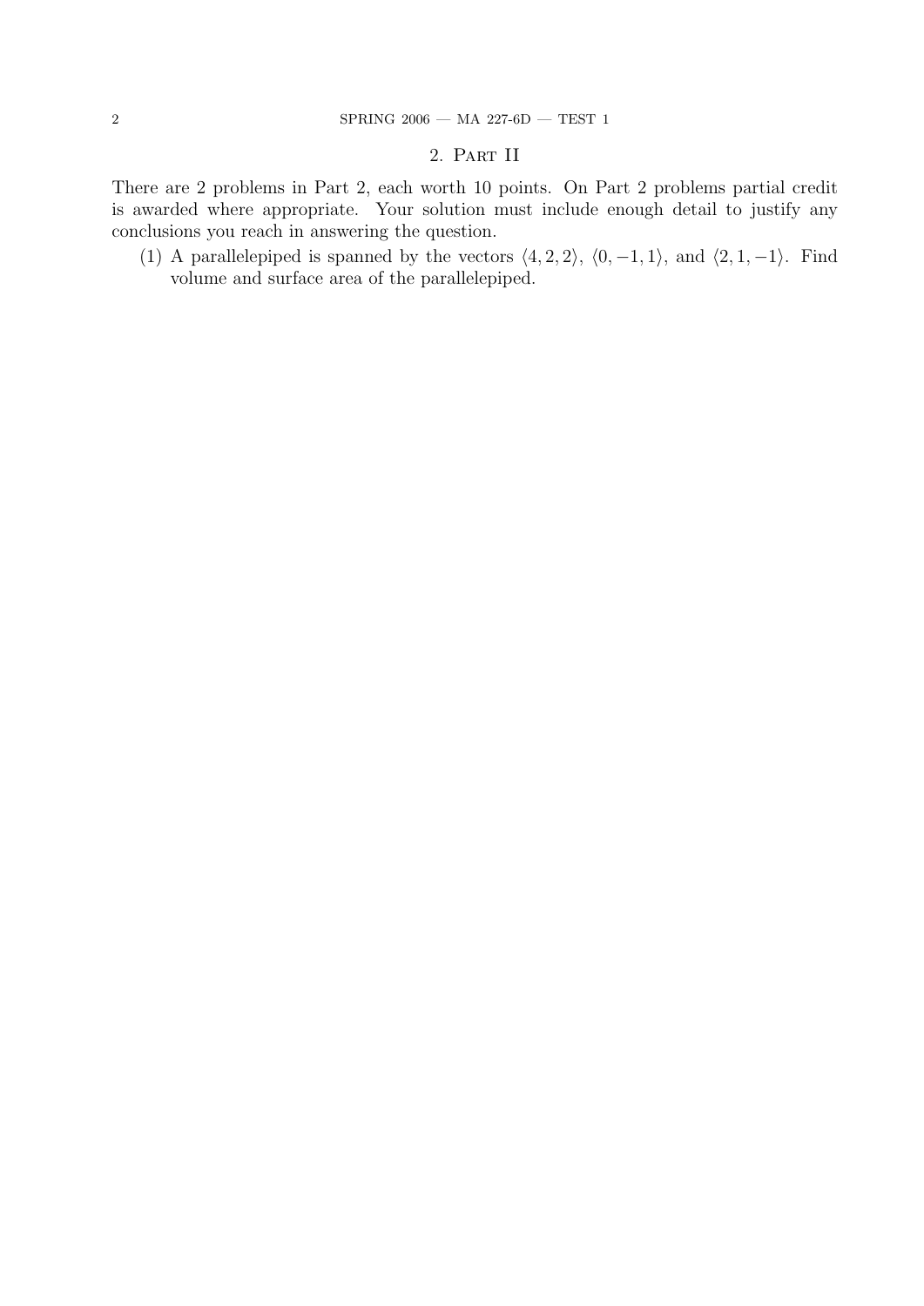## 2. Part II

There are 2 problems in Part 2, each worth 10 points. On Part 2 problems partial credit is awarded where appropriate. Your solution must include enough detail to justify any conclusions you reach in answering the question.

(1) A parallelepiped is spanned by the vectors $\langle 4, 2, 2\rangle$, $\langle 0, -1, 1\rangle$, and $\langle 2, 1, -1\rangle$. Find volume and surface area of the parallelepiped.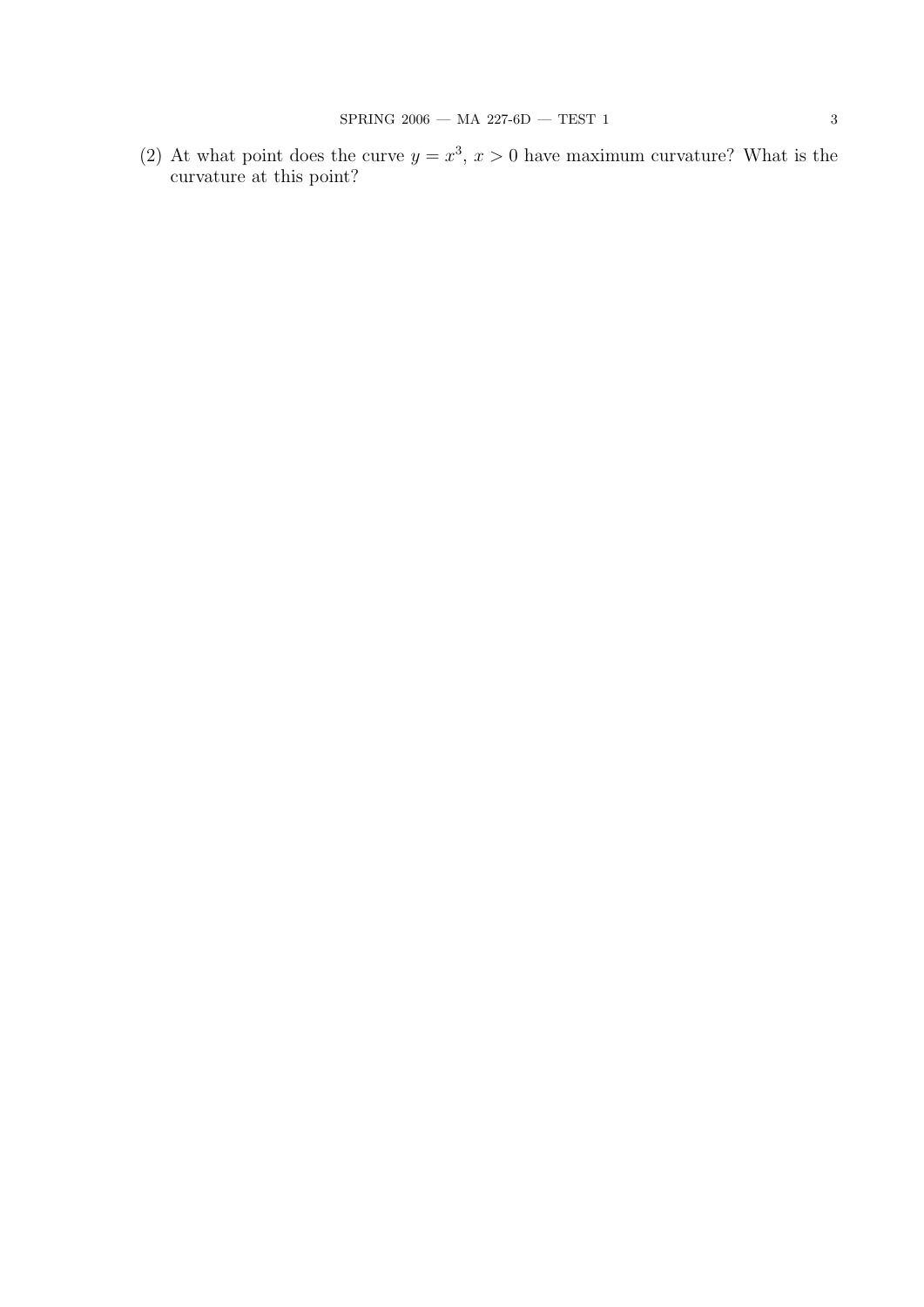(2) At what point does the curve $y = x^3$, $x > 0$ have maximum curvature? What is the curvature at this point?